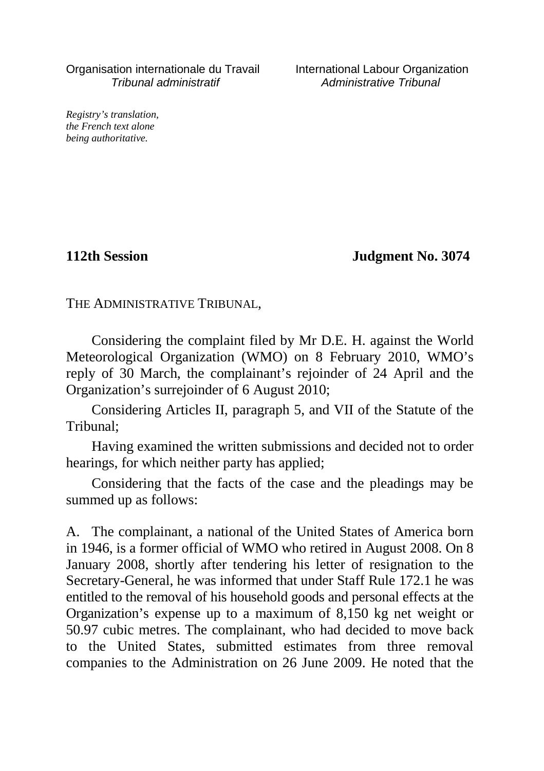Organisation internationale du Travail
*Tribunal administratif*

International Labour Organization
*Administrative Tribunal*

*Registry's translation, the French text alone being authoritative.*

**112th Session**

**Judgment No. 3074**

THE ADMINISTRATIVE TRIBUNAL,

Considering the complaint filed by Mr D.E. H. against the World Meteorological Organization (WMO) on 8 February 2010, WMO's reply of 30 March, the complainant's rejoinder of 24 April and the Organization's surrejoinder of 6 August 2010;

Considering Articles II, paragraph 5, and VII of the Statute of the Tribunal;

Having examined the written submissions and decided not to order hearings, for which neither party has applied;

Considering that the facts of the case and the pleadings may be summed up as follows:

A. The complainant, a national of the United States of America born in 1946, is a former official of WMO who retired in August 2008. On 8 January 2008, shortly after tendering his letter of resignation to the Secretary-General, he was informed that under Staff Rule 172.1 he was entitled to the removal of his household goods and personal effects at the Organization's expense up to a maximum of 8,150 kg net weight or 50.97 cubic metres. The complainant, who had decided to move back to the United States, submitted estimates from three removal companies to the Administration on 26 June 2009. He noted that the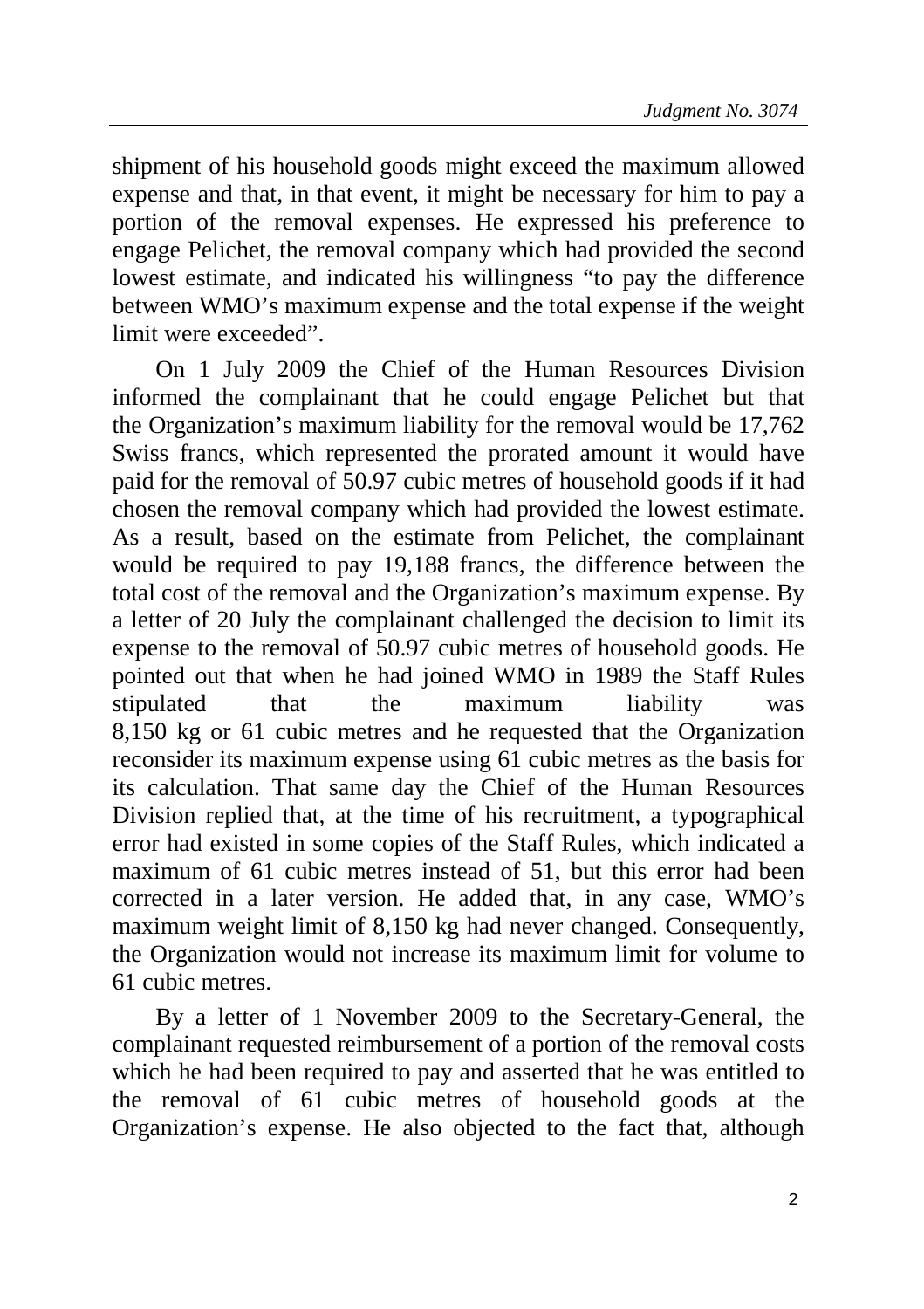shipment of his household goods might exceed the maximum allowed expense and that, in that event, it might be necessary for him to pay a portion of the removal expenses. He expressed his preference to engage Pelichet, the removal company which had provided the second lowest estimate, and indicated his willingness "to pay the difference between WMO's maximum expense and the total expense if the weight limit were exceeded".

On 1 July 2009 the Chief of the Human Resources Division informed the complainant that he could engage Pelichet but that the Organization's maximum liability for the removal would be 17,762 Swiss francs, which represented the prorated amount it would have paid for the removal of 50.97 cubic metres of household goods if it had chosen the removal company which had provided the lowest estimate. As a result, based on the estimate from Pelichet, the complainant would be required to pay 19,188 francs, the difference between the total cost of the removal and the Organization's maximum expense. By a letter of 20 July the complainant challenged the decision to limit its expense to the removal of 50.97 cubic metres of household goods. He pointed out that when he had joined WMO in 1989 the Staff Rules stipulated that the maximum liability was 8,150 kg or 61 cubic metres and he requested that the Organization reconsider its maximum expense using 61 cubic metres as the basis for its calculation. That same day the Chief of the Human Resources Division replied that, at the time of his recruitment, a typographical error had existed in some copies of the Staff Rules, which indicated a maximum of 61 cubic metres instead of 51, but this error had been corrected in a later version. He added that, in any case, WMO's maximum weight limit of 8,150 kg had never changed. Consequently, the Organization would not increase its maximum limit for volume to 61 cubic metres.

By a letter of 1 November 2009 to the Secretary-General, the complainant requested reimbursement of a portion of the removal costs which he had been required to pay and asserted that he was entitled to the removal of 61 cubic metres of household goods at the Organization's expense. He also objected to the fact that, although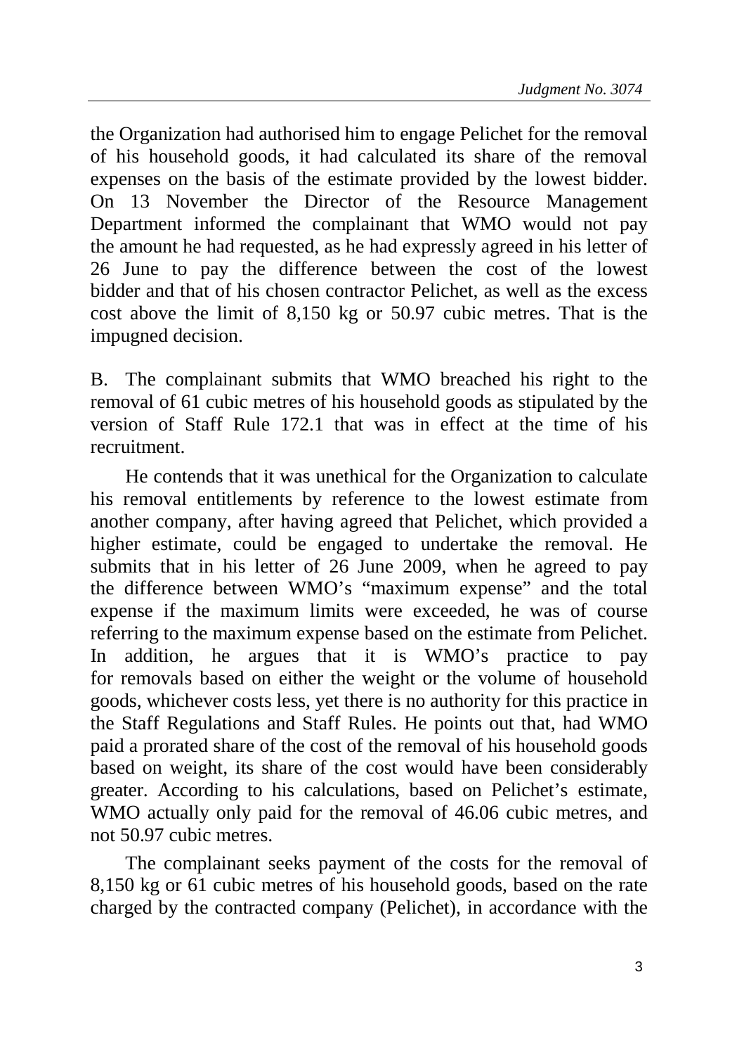the Organization had authorised him to engage Pelichet for the removal of his household goods, it had calculated its share of the removal expenses on the basis of the estimate provided by the lowest bidder. On 13 November the Director of the Resource Management Department informed the complainant that WMO would not pay the amount he had requested, as he had expressly agreed in his letter of 26 June to pay the difference between the cost of the lowest bidder and that of his chosen contractor Pelichet, as well as the excess cost above the limit of 8,150 kg or 50.97 cubic metres. That is the impugned decision.

B. The complainant submits that WMO breached his right to the removal of 61 cubic metres of his household goods as stipulated by the version of Staff Rule 172.1 that was in effect at the time of his recruitment.

He contends that it was unethical for the Organization to calculate his removal entitlements by reference to the lowest estimate from another company, after having agreed that Pelichet, which provided a higher estimate, could be engaged to undertake the removal. He submits that in his letter of 26 June 2009, when he agreed to pay the difference between WMO's "maximum expense" and the total expense if the maximum limits were exceeded, he was of course referring to the maximum expense based on the estimate from Pelichet. In addition, he argues that it is WMO's practice to pay for removals based on either the weight or the volume of household goods, whichever costs less, yet there is no authority for this practice in the Staff Regulations and Staff Rules. He points out that, had WMO paid a prorated share of the cost of the removal of his household goods based on weight, its share of the cost would have been considerably greater. According to his calculations, based on Pelichet's estimate, WMO actually only paid for the removal of 46.06 cubic metres, and not 50.97 cubic metres.

The complainant seeks payment of the costs for the removal of 8,150 kg or 61 cubic metres of his household goods, based on the rate charged by the contracted company (Pelichet), in accordance with the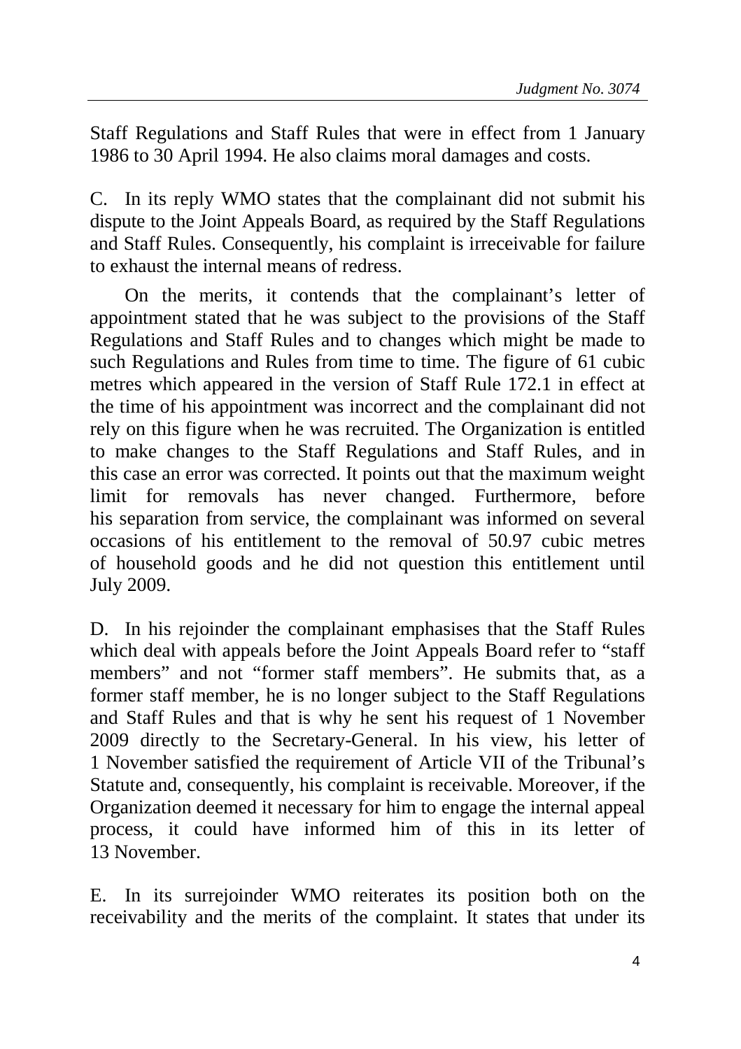Staff Regulations and Staff Rules that were in effect from 1 January 1986 to 30 April 1994. He also claims moral damages and costs.

C. In its reply WMO states that the complainant did not submit his dispute to the Joint Appeals Board, as required by the Staff Regulations and Staff Rules. Consequently, his complaint is irreceivable for failure to exhaust the internal means of redress.

On the merits, it contends that the complainant's letter of appointment stated that he was subject to the provisions of the Staff Regulations and Staff Rules and to changes which might be made to such Regulations and Rules from time to time. The figure of 61 cubic metres which appeared in the version of Staff Rule 172.1 in effect at the time of his appointment was incorrect and the complainant did not rely on this figure when he was recruited. The Organization is entitled to make changes to the Staff Regulations and Staff Rules, and in this case an error was corrected. It points out that the maximum weight limit for removals has never changed. Furthermore, before his separation from service, the complainant was informed on several occasions of his entitlement to the removal of 50.97 cubic metres of household goods and he did not question this entitlement until July 2009.

D. In his rejoinder the complainant emphasises that the Staff Rules which deal with appeals before the Joint Appeals Board refer to "staff members" and not "former staff members". He submits that, as a former staff member, he is no longer subject to the Staff Regulations and Staff Rules and that is why he sent his request of 1 November 2009 directly to the Secretary-General. In his view, his letter of 1 November satisfied the requirement of Article VII of the Tribunal's Statute and, consequently, his complaint is receivable. Moreover, if the Organization deemed it necessary for him to engage the internal appeal process, it could have informed him of this in its letter of 13 November.

E. In its surrejoinder WMO reiterates its position both on the receivability and the merits of the complaint. It states that under its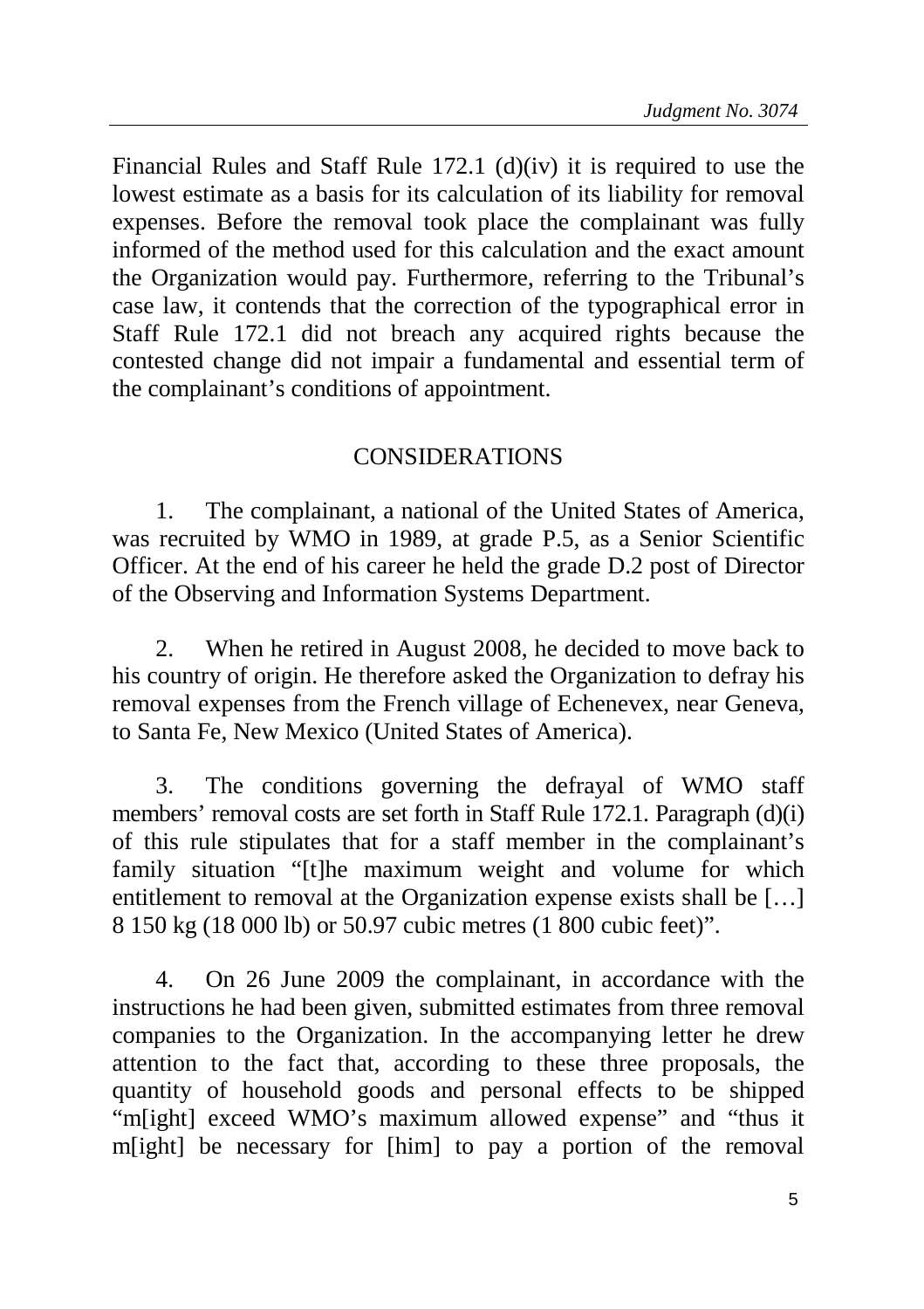Financial Rules and Staff Rule 172.1 (d)(iv) it is required to use the lowest estimate as a basis for its calculation of its liability for removal expenses. Before the removal took place the complainant was fully informed of the method used for this calculation and the exact amount the Organization would pay. Furthermore, referring to the Tribunal's case law, it contends that the correction of the typographical error in Staff Rule 172.1 did not breach any acquired rights because the contested change did not impair a fundamental and essential term of the complainant's conditions of appointment.

## CONSIDERATIONS

1. The complainant, a national of the United States of America, was recruited by WMO in 1989, at grade P.5, as a Senior Scientific Officer. At the end of his career he held the grade D.2 post of Director of the Observing and Information Systems Department.

2. When he retired in August 2008, he decided to move back to his country of origin. He therefore asked the Organization to defray his removal expenses from the French village of Echenevex, near Geneva, to Santa Fe, New Mexico (United States of America).

3. The conditions governing the defrayal of WMO staff members' removal costs are set forth in Staff Rule 172.1. Paragraph (d)(i) of this rule stipulates that for a staff member in the complainant's family situation "[t]he maximum weight and volume for which entitlement to removal at the Organization expense exists shall be […] 8 150 kg (18 000 lb) or 50.97 cubic metres (1 800 cubic feet)".

4. On 26 June 2009 the complainant, in accordance with the instructions he had been given, submitted estimates from three removal companies to the Organization. In the accompanying letter he drew attention to the fact that, according to these three proposals, the quantity of household goods and personal effects to be shipped "m[ight] exceed WMO's maximum allowed expense" and "thus it m[ight] be necessary for [him] to pay a portion of the removal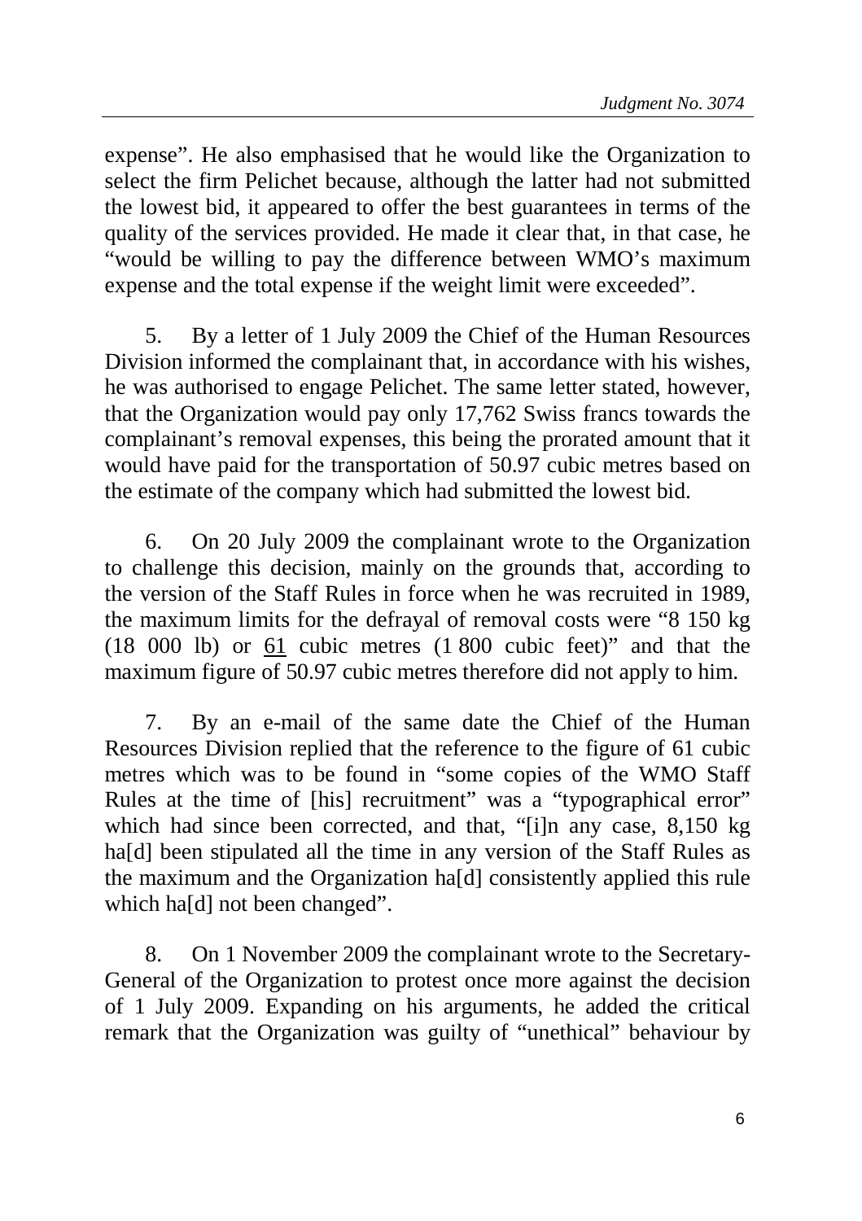expense". He also emphasised that he would like the Organization to select the firm Pelichet because, although the latter had not submitted the lowest bid, it appeared to offer the best guarantees in terms of the quality of the services provided. He made it clear that, in that case, he "would be willing to pay the difference between WMO's maximum expense and the total expense if the weight limit were exceeded".

5. By a letter of 1 July 2009 the Chief of the Human Resources Division informed the complainant that, in accordance with his wishes, he was authorised to engage Pelichet. The same letter stated, however, that the Organization would pay only 17,762 Swiss francs towards the complainant's removal expenses, this being the prorated amount that it would have paid for the transportation of 50.97 cubic metres based on the estimate of the company which had submitted the lowest bid.

6. On 20 July 2009 the complainant wrote to the Organization to challenge this decision, mainly on the grounds that, according to the version of the Staff Rules in force when he was recruited in 1989, the maximum limits for the defrayal of removal costs were "8 150 kg (18 000 lb) or <u>61</u> cubic metres (1 800 cubic feet)" and that the maximum figure of 50.97 cubic metres therefore did not apply to him.

7. By an e-mail of the same date the Chief of the Human Resources Division replied that the reference to the figure of 61 cubic metres which was to be found in "some copies of the WMO Staff Rules at the time of [his] recruitment" was a "typographical error" which had since been corrected, and that, "[i]n any case, 8,150 kg ha[d] been stipulated all the time in any version of the Staff Rules as the maximum and the Organization ha[d] consistently applied this rule which ha[d] not been changed".

8. On 1 November 2009 the complainant wrote to the Secretary-General of the Organization to protest once more against the decision of 1 July 2009. Expanding on his arguments, he added the critical remark that the Organization was guilty of "unethical" behaviour by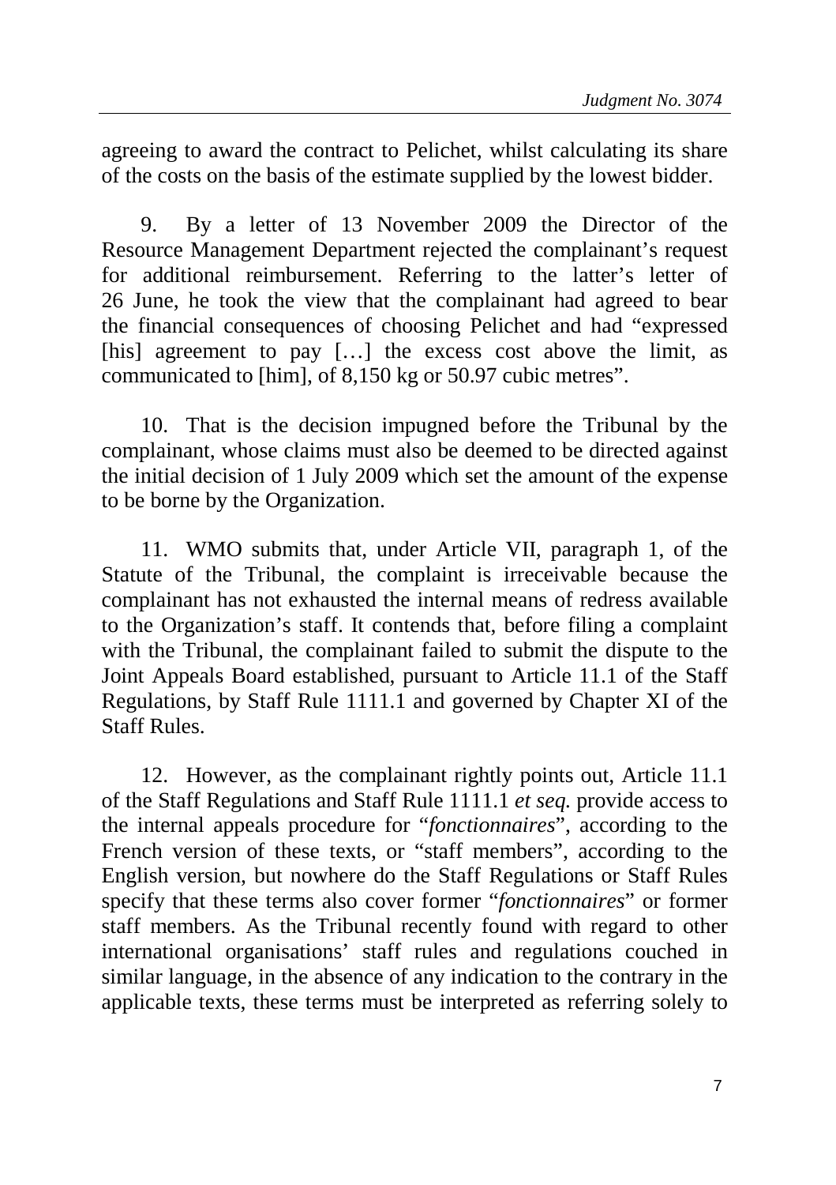agreeing to award the contract to Pelichet, whilst calculating its share of the costs on the basis of the estimate supplied by the lowest bidder.

9. By a letter of 13 November 2009 the Director of the Resource Management Department rejected the complainant's request for additional reimbursement. Referring to the latter's letter of 26 June, he took the view that the complainant had agreed to bear the financial consequences of choosing Pelichet and had "expressed [his] agreement to pay […] the excess cost above the limit, as communicated to [him], of 8,150 kg or 50.97 cubic metres".

10. That is the decision impugned before the Tribunal by the complainant, whose claims must also be deemed to be directed against the initial decision of 1 July 2009 which set the amount of the expense to be borne by the Organization.

11. WMO submits that, under Article VII, paragraph 1, of the Statute of the Tribunal, the complaint is irreceivable because the complainant has not exhausted the internal means of redress available to the Organization's staff. It contends that, before filing a complaint with the Tribunal, the complainant failed to submit the dispute to the Joint Appeals Board established, pursuant to Article 11.1 of the Staff Regulations, by Staff Rule 1111.1 and governed by Chapter XI of the Staff Rules.

12. However, as the complainant rightly points out, Article 11.1 of the Staff Regulations and Staff Rule 1111.1 *et seq.* provide access to the internal appeals procedure for "*fonctionnaires*", according to the French version of these texts, or "staff members", according to the English version, but nowhere do the Staff Regulations or Staff Rules specify that these terms also cover former "*fonctionnaires*" or former staff members. As the Tribunal recently found with regard to other international organisations' staff rules and regulations couched in similar language, in the absence of any indication to the contrary in the applicable texts, these terms must be interpreted as referring solely to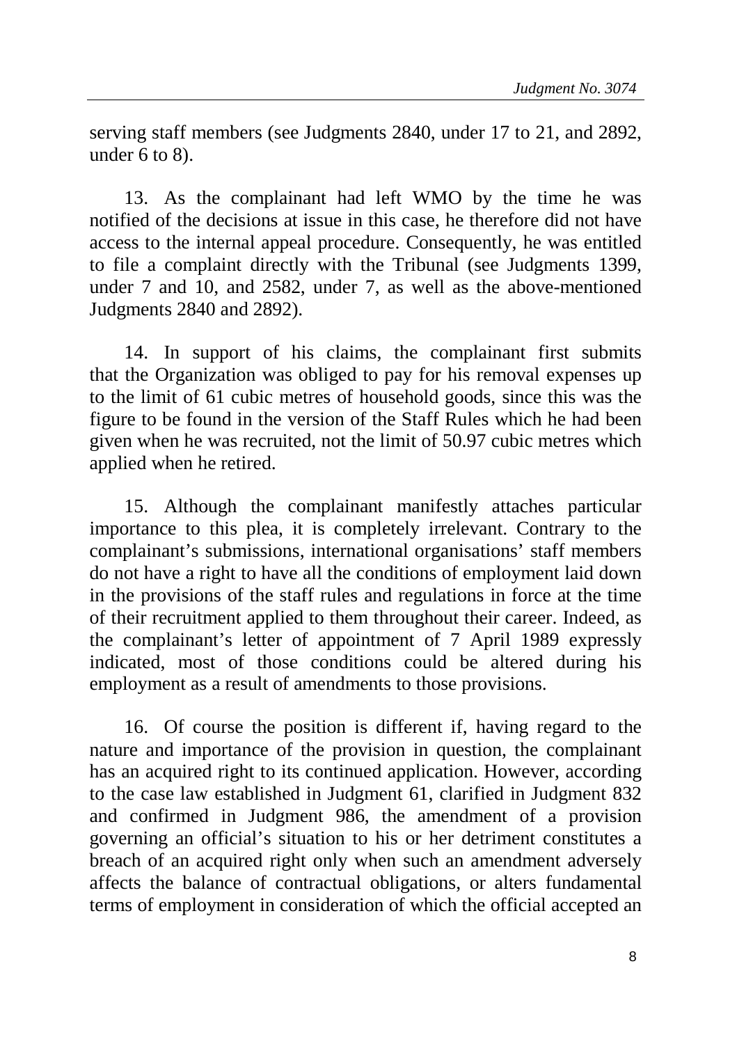serving staff members (see Judgments 2840, under 17 to 21, and 2892, under 6 to 8).

13. As the complainant had left WMO by the time he was notified of the decisions at issue in this case, he therefore did not have access to the internal appeal procedure. Consequently, he was entitled to file a complaint directly with the Tribunal (see Judgments 1399, under 7 and 10, and 2582, under 7, as well as the above-mentioned Judgments 2840 and 2892).

14. In support of his claims, the complainant first submits that the Organization was obliged to pay for his removal expenses up to the limit of 61 cubic metres of household goods, since this was the figure to be found in the version of the Staff Rules which he had been given when he was recruited, not the limit of 50.97 cubic metres which applied when he retired.

15. Although the complainant manifestly attaches particular importance to this plea, it is completely irrelevant. Contrary to the complainant's submissions, international organisations' staff members do not have a right to have all the conditions of employment laid down in the provisions of the staff rules and regulations in force at the time of their recruitment applied to them throughout their career. Indeed, as the complainant's letter of appointment of 7 April 1989 expressly indicated, most of those conditions could be altered during his employment as a result of amendments to those provisions.

16. Of course the position is different if, having regard to the nature and importance of the provision in question, the complainant has an acquired right to its continued application. However, according to the case law established in Judgment 61, clarified in Judgment 832 and confirmed in Judgment 986, the amendment of a provision governing an official's situation to his or her detriment constitutes a breach of an acquired right only when such an amendment adversely affects the balance of contractual obligations, or alters fundamental terms of employment in consideration of which the official accepted an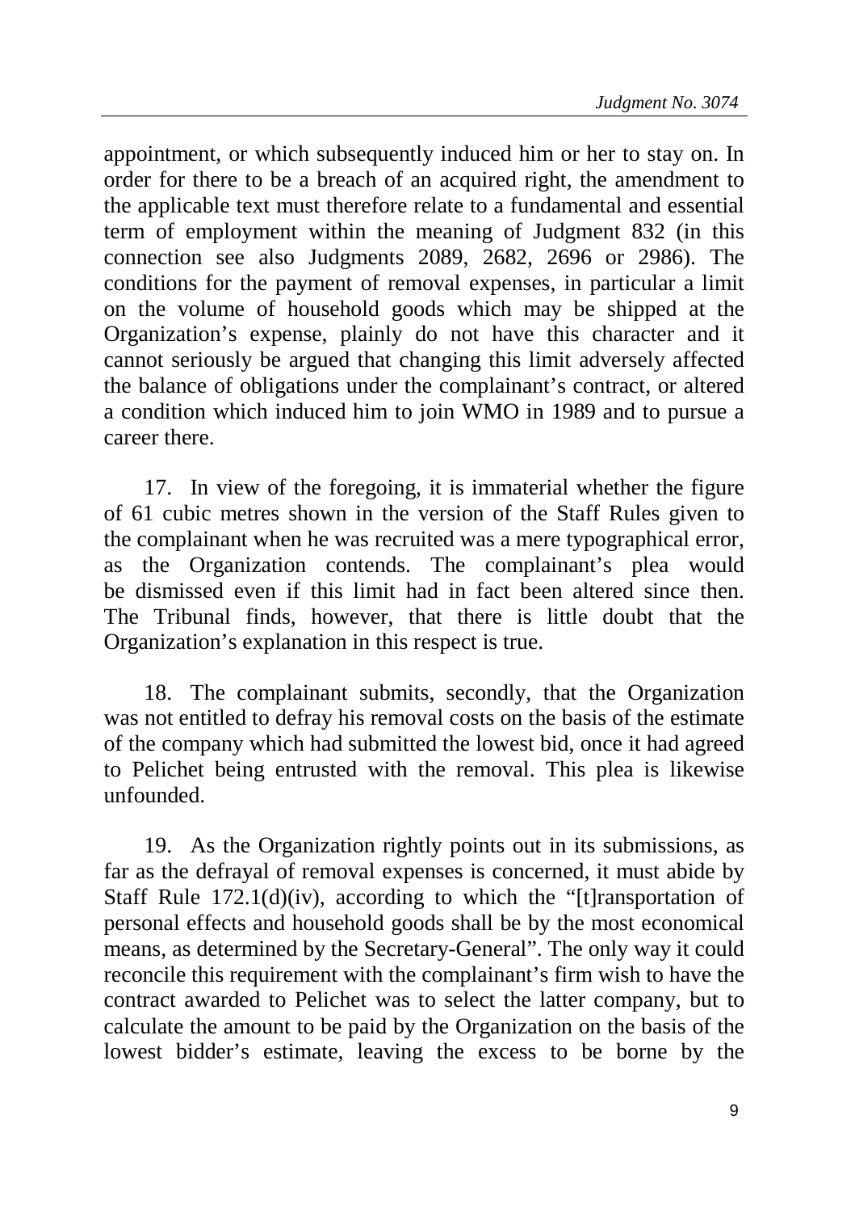appointment, or which subsequently induced him or her to stay on. In order for there to be a breach of an acquired right, the amendment to the applicable text must therefore relate to a fundamental and essential term of employment within the meaning of Judgment 832 (in this connection see also Judgments 2089, 2682, 2696 or 2986). The conditions for the payment of removal expenses, in particular a limit on the volume of household goods which may be shipped at the Organization's expense, plainly do not have this character and it cannot seriously be argued that changing this limit adversely affected the balance of obligations under the complainant's contract, or altered a condition which induced him to join WMO in 1989 and to pursue a career there.

17. In view of the foregoing, it is immaterial whether the figure of 61 cubic metres shown in the version of the Staff Rules given to the complainant when he was recruited was a mere typographical error, as the Organization contends. The complainant's plea would be dismissed even if this limit had in fact been altered since then. The Tribunal finds, however, that there is little doubt that the Organization's explanation in this respect is true.

18. The complainant submits, secondly, that the Organization was not entitled to defray his removal costs on the basis of the estimate of the company which had submitted the lowest bid, once it had agreed to Pelichet being entrusted with the removal. This plea is likewise unfounded.

19. As the Organization rightly points out in its submissions, as far as the defrayal of removal expenses is concerned, it must abide by Staff Rule 172.1(d)(iv), according to which the "[t]ransportation of personal effects and household goods shall be by the most economical means, as determined by the Secretary-General". The only way it could reconcile this requirement with the complainant's firm wish to have the contract awarded to Pelichet was to select the latter company, but to calculate the amount to be paid by the Organization on the basis of the lowest bidder's estimate, leaving the excess to be borne by the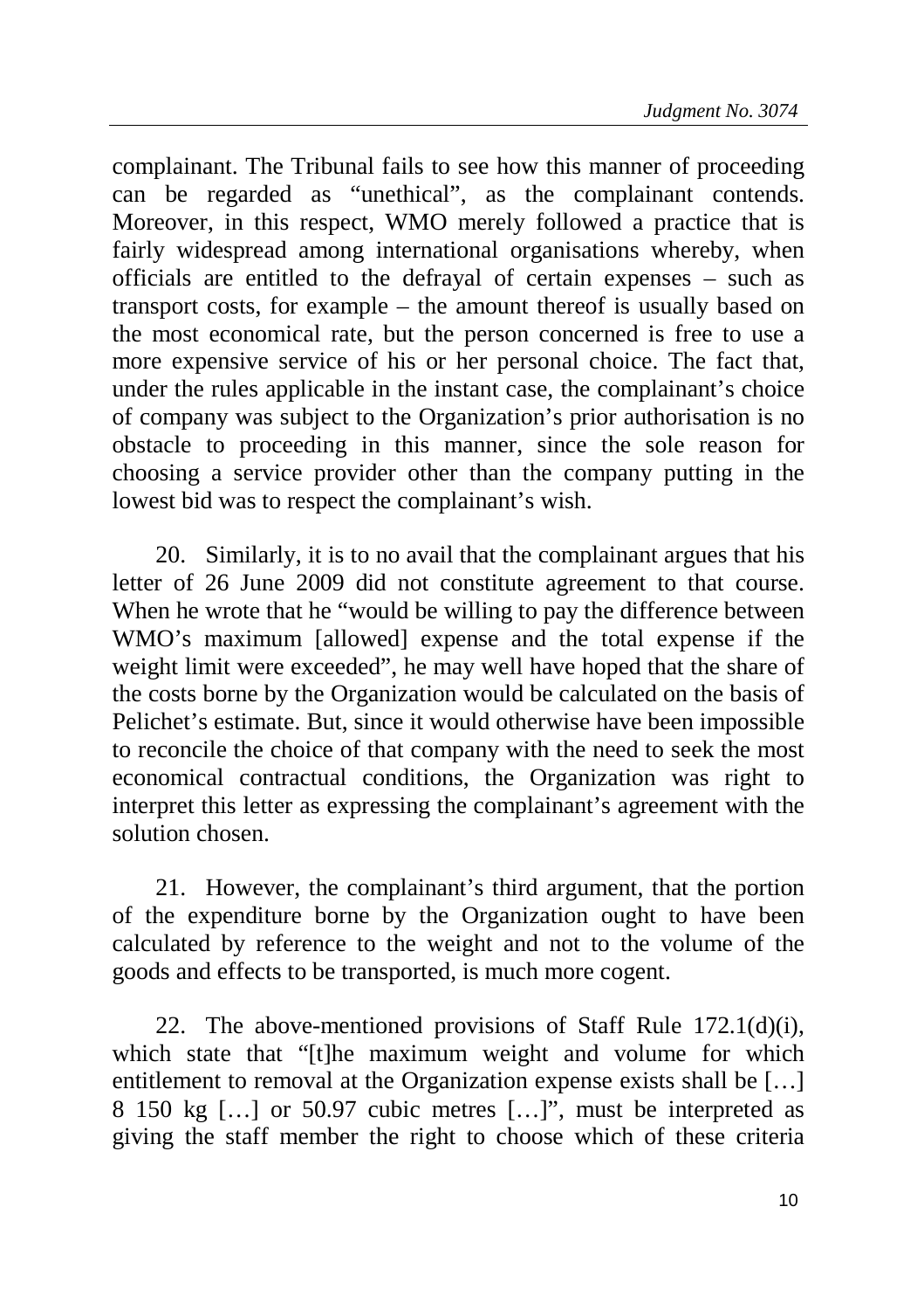complainant. The Tribunal fails to see how this manner of proceeding can be regarded as "unethical", as the complainant contends. Moreover, in this respect, WMO merely followed a practice that is fairly widespread among international organisations whereby, when officials are entitled to the defrayal of certain expenses – such as transport costs, for example – the amount thereof is usually based on the most economical rate, but the person concerned is free to use a more expensive service of his or her personal choice. The fact that, under the rules applicable in the instant case, the complainant's choice of company was subject to the Organization's prior authorisation is no obstacle to proceeding in this manner, since the sole reason for choosing a service provider other than the company putting in the lowest bid was to respect the complainant's wish.

20. Similarly, it is to no avail that the complainant argues that his letter of 26 June 2009 did not constitute agreement to that course. When he wrote that he "would be willing to pay the difference between WMO's maximum [allowed] expense and the total expense if the weight limit were exceeded", he may well have hoped that the share of the costs borne by the Organization would be calculated on the basis of Pelichet's estimate. But, since it would otherwise have been impossible to reconcile the choice of that company with the need to seek the most economical contractual conditions, the Organization was right to interpret this letter as expressing the complainant's agreement with the solution chosen.

21. However, the complainant's third argument, that the portion of the expenditure borne by the Organization ought to have been calculated by reference to the weight and not to the volume of the goods and effects to be transported, is much more cogent.

22. The above-mentioned provisions of Staff Rule 172.1(d)(i), which state that "[t]he maximum weight and volume for which entitlement to removal at the Organization expense exists shall be […] 8 150 kg […] or 50.97 cubic metres […]", must be interpreted as giving the staff member the right to choose which of these criteria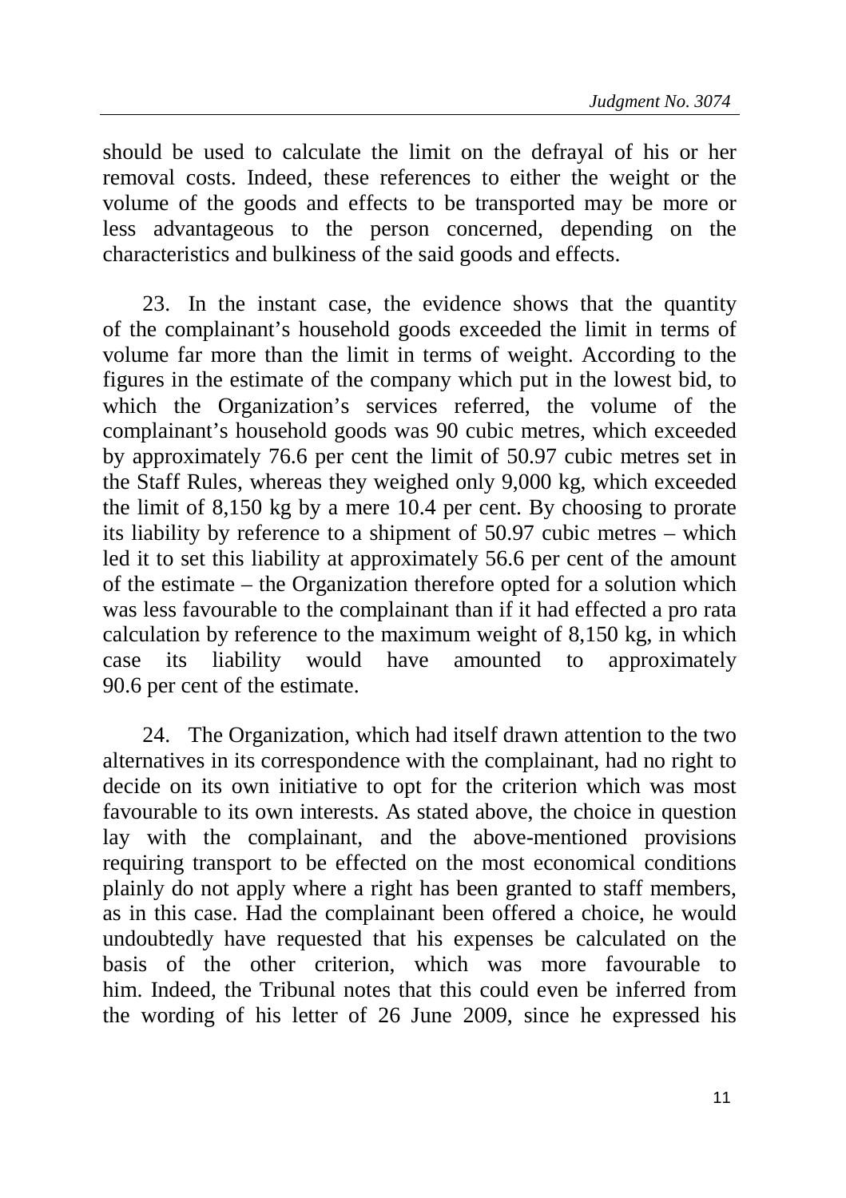should be used to calculate the limit on the defrayal of his or her removal costs. Indeed, these references to either the weight or the volume of the goods and effects to be transported may be more or less advantageous to the person concerned, depending on the characteristics and bulkiness of the said goods and effects.

23. In the instant case, the evidence shows that the quantity of the complainant's household goods exceeded the limit in terms of volume far more than the limit in terms of weight. According to the figures in the estimate of the company which put in the lowest bid, to which the Organization's services referred, the volume of the complainant's household goods was 90 cubic metres, which exceeded by approximately 76.6 per cent the limit of 50.97 cubic metres set in the Staff Rules, whereas they weighed only 9,000 kg, which exceeded the limit of 8,150 kg by a mere 10.4 per cent. By choosing to prorate its liability by reference to a shipment of 50.97 cubic metres – which led it to set this liability at approximately 56.6 per cent of the amount of the estimate – the Organization therefore opted for a solution which was less favourable to the complainant than if it had effected a pro rata calculation by reference to the maximum weight of 8,150 kg, in which case its liability would have amounted to approximately 90.6 per cent of the estimate.

24. The Organization, which had itself drawn attention to the two alternatives in its correspondence with the complainant, had no right to decide on its own initiative to opt for the criterion which was most favourable to its own interests. As stated above, the choice in question lay with the complainant, and the above-mentioned provisions requiring transport to be effected on the most economical conditions plainly do not apply where a right has been granted to staff members, as in this case. Had the complainant been offered a choice, he would undoubtedly have requested that his expenses be calculated on the basis of the other criterion, which was more favourable to him. Indeed, the Tribunal notes that this could even be inferred from the wording of his letter of 26 June 2009, since he expressed his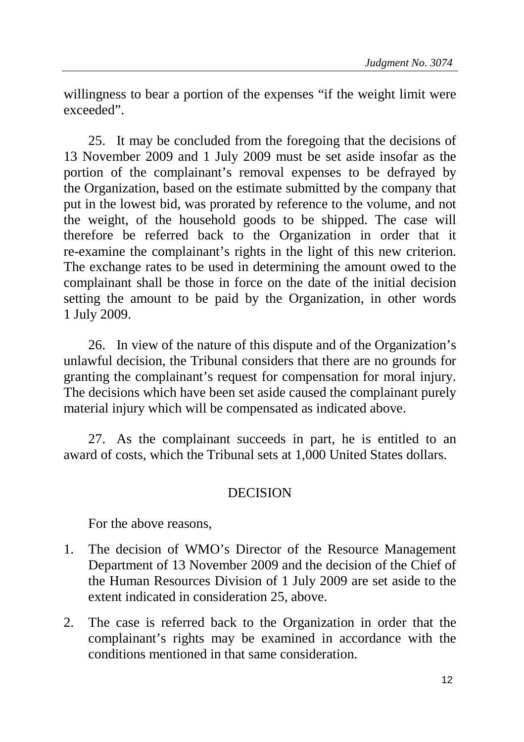willingness to bear a portion of the expenses "if the weight limit were exceeded".

25. It may be concluded from the foregoing that the decisions of 13 November 2009 and 1 July 2009 must be set aside insofar as the portion of the complainant's removal expenses to be defrayed by the Organization, based on the estimate submitted by the company that put in the lowest bid, was prorated by reference to the volume, and not the weight, of the household goods to be shipped. The case will therefore be referred back to the Organization in order that it re-examine the complainant's rights in the light of this new criterion. The exchange rates to be used in determining the amount owed to the complainant shall be those in force on the date of the initial decision setting the amount to be paid by the Organization, in other words 1 July 2009.

26. In view of the nature of this dispute and of the Organization's unlawful decision, the Tribunal considers that there are no grounds for granting the complainant's request for compensation for moral injury. The decisions which have been set aside caused the complainant purely material injury which will be compensated as indicated above.

27. As the complainant succeeds in part, he is entitled to an award of costs, which the Tribunal sets at 1,000 United States dollars.

## DECISION

For the above reasons,

1. The decision of WMO's Director of the Resource Management Department of 13 November 2009 and the decision of the Chief of the Human Resources Division of 1 July 2009 are set aside to the extent indicated in consideration 25, above.
2. The case is referred back to the Organization in order that the complainant's rights may be examined in accordance with the conditions mentioned in that same consideration.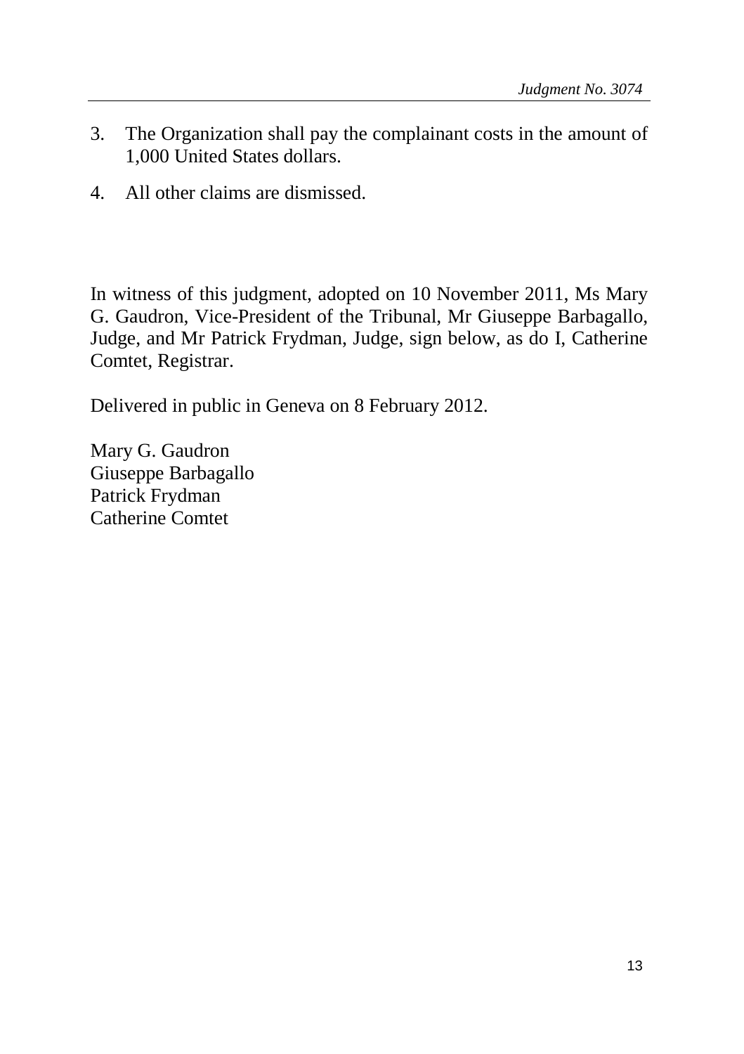3. The Organization shall pay the complainant costs in the amount of 1,000 United States dollars.

4. All other claims are dismissed.

In witness of this judgment, adopted on 10 November 2011, Ms Mary G. Gaudron, Vice-President of the Tribunal, Mr Giuseppe Barbagallo, Judge, and Mr Patrick Frydman, Judge, sign below, as do I, Catherine Comtet, Registrar.

Delivered in public in Geneva on 8 February 2012.

Mary G. Gaudron
Giuseppe Barbagallo
Patrick Frydman
Catherine Comtet